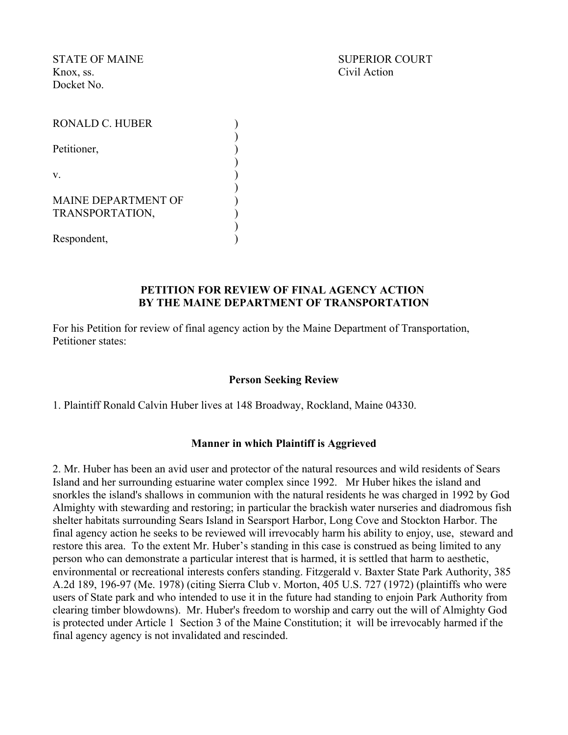STATE OF MAINE
Knox, ss.
Docket No.

SUPERIOR COURT
Civil Action

RONALD C. HUBER )
)
Petitioner, )
)
v. )
)
MAINE DEPARTMENT OF )
TRANSPORTATION, )
)
Respondent, )

**PETITION FOR REVIEW OF FINAL AGENCY ACTION**
**BY THE MAINE DEPARTMENT OF TRANSPORTATION**

For his Petition for review of final agency action by the Maine Department of Transportation, Petitioner states:

**Person Seeking Review**

1. Plaintiff Ronald Calvin Huber lives at 148 Broadway, Rockland, Maine 04330.

**Manner in which Plaintiff is Aggrieved**

2. Mr. Huber has been an avid user and protector of the natural resources and wild residents of Sears Island and her surrounding estuarine water complex since 1992. Mr Huber hikes the island and snorkles the island's shallows in communion with the natural residents he was charged in 1992 by God Almighty with stewarding and restoring; in particular the brackish water nurseries and diadromous fish shelter habitats surrounding Sears Island in Searsport Harbor, Long Cove and Stockton Harbor. The final agency action he seeks to be reviewed will irrevocably harm his ability to enjoy, use, steward and restore this area. To the extent Mr. Huber's standing in this case is construed as being limited to any person who can demonstrate a particular interest that is harmed, it is settled that harm to aesthetic, environmental or recreational interests confers standing. Fitzgerald v. Baxter State Park Authority, 385 A.2d 189, 196-97 (Me. 1978) (citing Sierra Club v. Morton, 405 U.S. 727 (1972) (plaintiffs who were users of State park and who intended to use it in the future had standing to enjoin Park Authority from clearing timber blowdowns). Mr. Huber's freedom to worship and carry out the will of Almighty God is protected under Article 1 Section 3 of the Maine Constitution; it will be irrevocably harmed if the final agency agency is not invalidated and rescinded.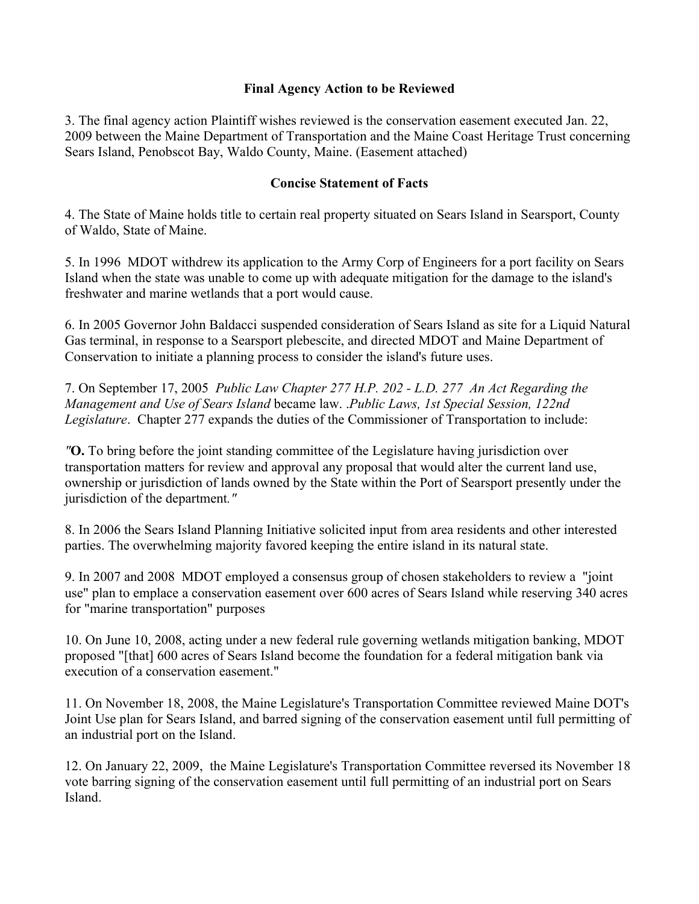### Final Agency Action to be Reviewed

3. The final agency action Plaintiff wishes reviewed is the conservation easement executed Jan. 22, 2009 between the Maine Department of Transportation and the Maine Coast Heritage Trust concerning Sears Island, Penobscot Bay, Waldo County, Maine. (Easement attached)

### Concise Statement of Facts

4. The State of Maine holds title to certain real property situated on Sears Island in Searsport, County of Waldo, State of Maine.

5. In 1996 MDOT withdrew its application to the Army Corp of Engineers for a port facility on Sears Island when the state was unable to come up with adequate mitigation for the damage to the island's freshwater and marine wetlands that a port would cause.

6. In 2005 Governor John Baldacci suspended consideration of Sears Island as site for a Liquid Natural Gas terminal, in response to a Searsport plebescite, and directed MDOT and Maine Department of Conservation to initiate a planning process to consider the island's future uses.

7. On September 17, 2005 *Public Law Chapter 277 H.P. 202 - L.D. 277 An Act Regarding the Management and Use of Sears Island* became law. .*Public Laws, 1st Special Session, 122nd Legislature*. Chapter 277 expands the duties of the Commissioner of Transportation to include:

*"***O.** To bring before the joint standing committee of the Legislature having jurisdiction over transportation matters for review and approval any proposal that would alter the current land use, ownership or jurisdiction of lands owned by the State within the Port of Searsport presently under the jurisdiction of the department.*"*

8. In 2006 the Sears Island Planning Initiative solicited input from area residents and other interested parties. The overwhelming majority favored keeping the entire island in its natural state.

9. In 2007 and 2008 MDOT employed a consensus group of chosen stakeholders to review a "joint use" plan to emplace a conservation easement over 600 acres of Sears Island while reserving 340 acres for "marine transportation" purposes

10. On June 10, 2008, acting under a new federal rule governing wetlands mitigation banking, MDOT proposed "[that] 600 acres of Sears Island become the foundation for a federal mitigation bank via execution of a conservation easement."

11. On November 18, 2008, the Maine Legislature's Transportation Committee reviewed Maine DOT's Joint Use plan for Sears Island, and barred signing of the conservation easement until full permitting of an industrial port on the Island.

12. On January 22, 2009, the Maine Legislature's Transportation Committee reversed its November 18 vote barring signing of the conservation easement until full permitting of an industrial port on Sears Island.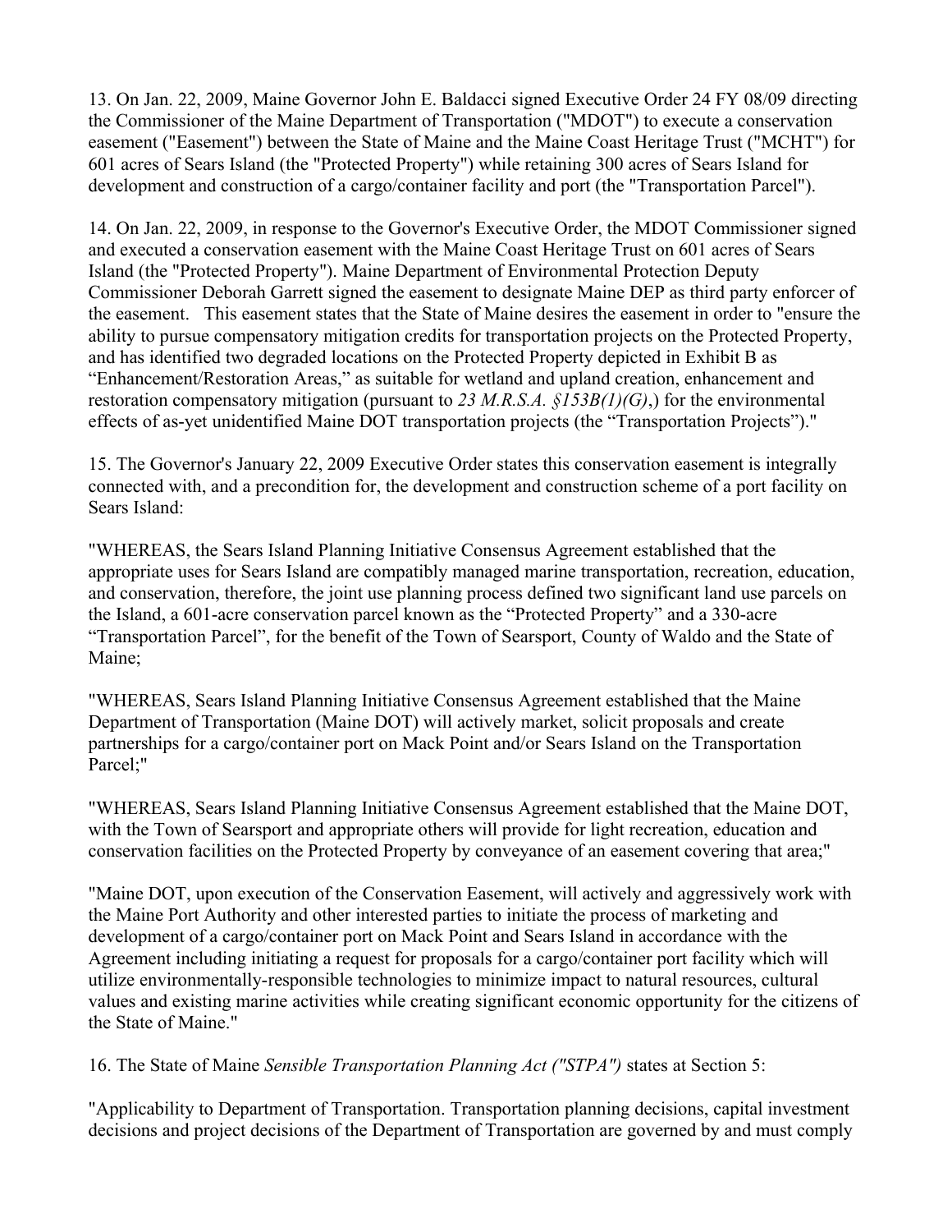13. On Jan. 22, 2009, Maine Governor John E. Baldacci signed Executive Order 24 FY 08/09 directing the Commissioner of the Maine Department of Transportation ("MDOT") to execute a conservation easement ("Easement") between the State of Maine and the Maine Coast Heritage Trust ("MCHT") for 601 acres of Sears Island (the "Protected Property") while retaining 300 acres of Sears Island for development and construction of a cargo/container facility and port (the "Transportation Parcel").

14. On Jan. 22, 2009, in response to the Governor's Executive Order, the MDOT Commissioner signed and executed a conservation easement with the Maine Coast Heritage Trust on 601 acres of Sears Island (the "Protected Property"). Maine Department of Environmental Protection Deputy Commissioner Deborah Garrett signed the easement to designate Maine DEP as third party enforcer of the easement. This easement states that the State of Maine desires the easement in order to "ensure the ability to pursue compensatory mitigation credits for transportation projects on the Protected Property, and has identified two degraded locations on the Protected Property depicted in Exhibit B as "Enhancement/Restoration Areas," as suitable for wetland and upland creation, enhancement and restoration compensatory mitigation (pursuant to *23 M.R.S.A. §153B(1)(G)*,) for the environmental effects of as-yet unidentified Maine DOT transportation projects (the "Transportation Projects")."

15. The Governor's January 22, 2009 Executive Order states this conservation easement is integrally connected with, and a precondition for, the development and construction scheme of a port facility on Sears Island:

"WHEREAS, the Sears Island Planning Initiative Consensus Agreement established that the appropriate uses for Sears Island are compatibly managed marine transportation, recreation, education, and conservation, therefore, the joint use planning process defined two significant land use parcels on the Island, a 601-acre conservation parcel known as the "Protected Property" and a 330-acre "Transportation Parcel", for the benefit of the Town of Searsport, County of Waldo and the State of Maine;

"WHEREAS, Sears Island Planning Initiative Consensus Agreement established that the Maine Department of Transportation (Maine DOT) will actively market, solicit proposals and create partnerships for a cargo/container port on Mack Point and/or Sears Island on the Transportation Parcel;"

"WHEREAS, Sears Island Planning Initiative Consensus Agreement established that the Maine DOT, with the Town of Searsport and appropriate others will provide for light recreation, education and conservation facilities on the Protected Property by conveyance of an easement covering that area;"

"Maine DOT, upon execution of the Conservation Easement, will actively and aggressively work with the Maine Port Authority and other interested parties to initiate the process of marketing and development of a cargo/container port on Mack Point and Sears Island in accordance with the Agreement including initiating a request for proposals for a cargo/container port facility which will utilize environmentally-responsible technologies to minimize impact to natural resources, cultural values and existing marine activities while creating significant economic opportunity for the citizens of the State of Maine."

16. The State of Maine *Sensible Transportation Planning Act ("STPA")* states at Section 5:

"Applicability to Department of Transportation. Transportation planning decisions, capital investment decisions and project decisions of the Department of Transportation are governed by and must comply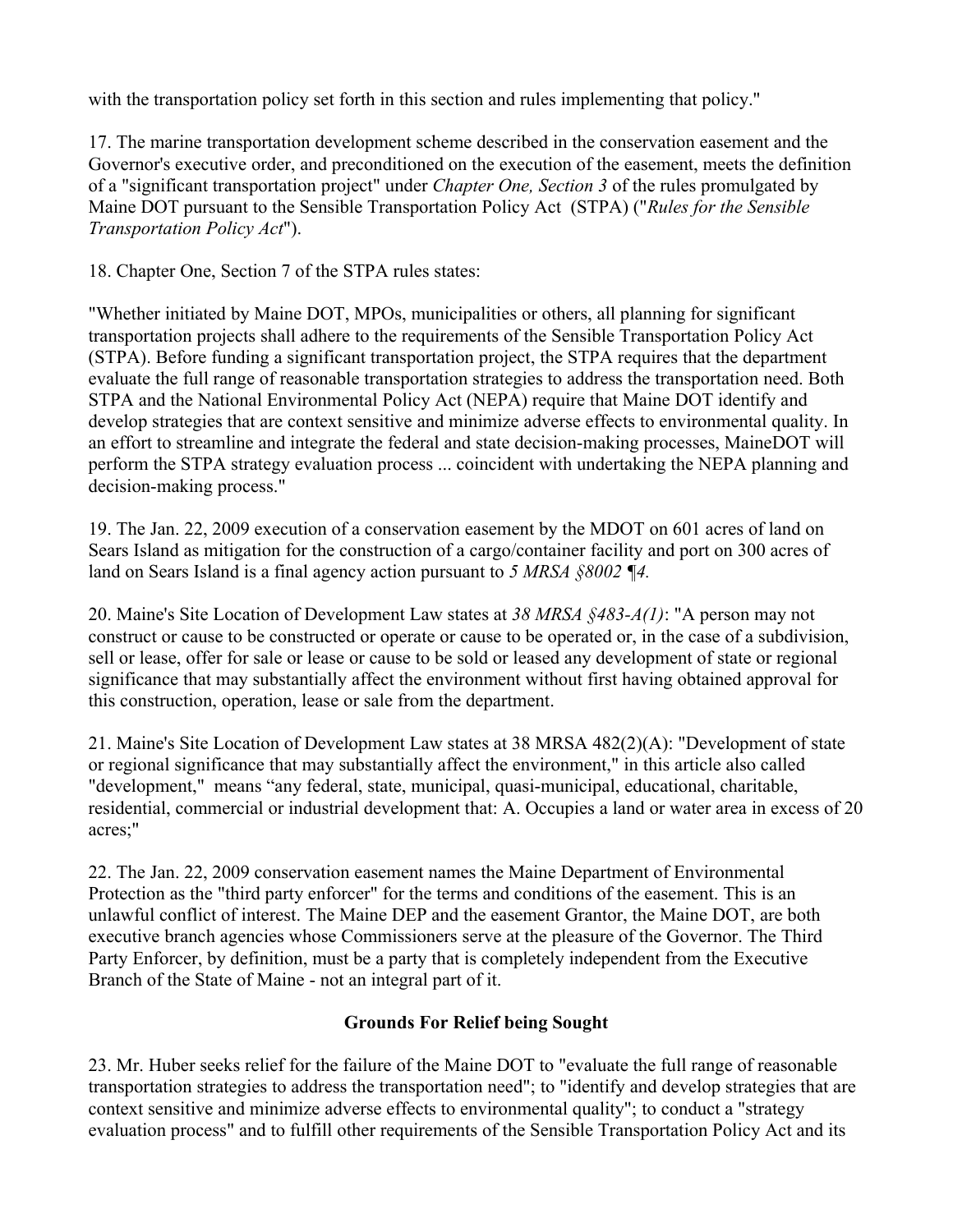with the transportation policy set forth in this section and rules implementing that policy."

17. The marine transportation development scheme described in the conservation easement and the Governor's executive order, and preconditioned on the execution of the easement, meets the definition of a "significant transportation project" under *Chapter One, Section 3* of the rules promulgated by Maine DOT pursuant to the Sensible Transportation Policy Act (STPA) ("*Rules for the Sensible Transportation Policy Act*").

18. Chapter One, Section 7 of the STPA rules states:

"Whether initiated by Maine DOT, MPOs, municipalities or others, all planning for significant transportation projects shall adhere to the requirements of the Sensible Transportation Policy Act (STPA). Before funding a significant transportation project, the STPA requires that the department evaluate the full range of reasonable transportation strategies to address the transportation need. Both STPA and the National Environmental Policy Act (NEPA) require that Maine DOT identify and develop strategies that are context sensitive and minimize adverse effects to environmental quality. In an effort to streamline and integrate the federal and state decision-making processes, MaineDOT will perform the STPA strategy evaluation process ... coincident with undertaking the NEPA planning and decision-making process."

19. The Jan. 22, 2009 execution of a conservation easement by the MDOT on 601 acres of land on Sears Island as mitigation for the construction of a cargo/container facility and port on 300 acres of land on Sears Island is a final agency action pursuant to *5 MRSA §8002 ¶4.*

20. Maine's Site Location of Development Law states at *38 MRSA §483-A(1)*: "A person may not construct or cause to be constructed or operate or cause to be operated or, in the case of a subdivision, sell or lease, offer for sale or lease or cause to be sold or leased any development of state or regional significance that may substantially affect the environment without first having obtained approval for this construction, operation, lease or sale from the department.

21. Maine's Site Location of Development Law states at 38 MRSA 482(2)(A): "Development of state or regional significance that may substantially affect the environment," in this article also called "development," means "any federal, state, municipal, quasi-municipal, educational, charitable, residential, commercial or industrial development that: A. Occupies a land or water area in excess of 20 acres;"

22. The Jan. 22, 2009 conservation easement names the Maine Department of Environmental Protection as the "third party enforcer" for the terms and conditions of the easement. This is an unlawful conflict of interest. The Maine DEP and the easement Grantor, the Maine DOT, are both executive branch agencies whose Commissioners serve at the pleasure of the Governor. The Third Party Enforcer, by definition, must be a party that is completely independent from the Executive Branch of the State of Maine - not an integral part of it.

## Grounds For Relief being Sought

23. Mr. Huber seeks relief for the failure of the Maine DOT to "evaluate the full range of reasonable transportation strategies to address the transportation need"; to "identify and develop strategies that are context sensitive and minimize adverse effects to environmental quality"; to conduct a "strategy evaluation process" and to fulfill other requirements of the Sensible Transportation Policy Act and its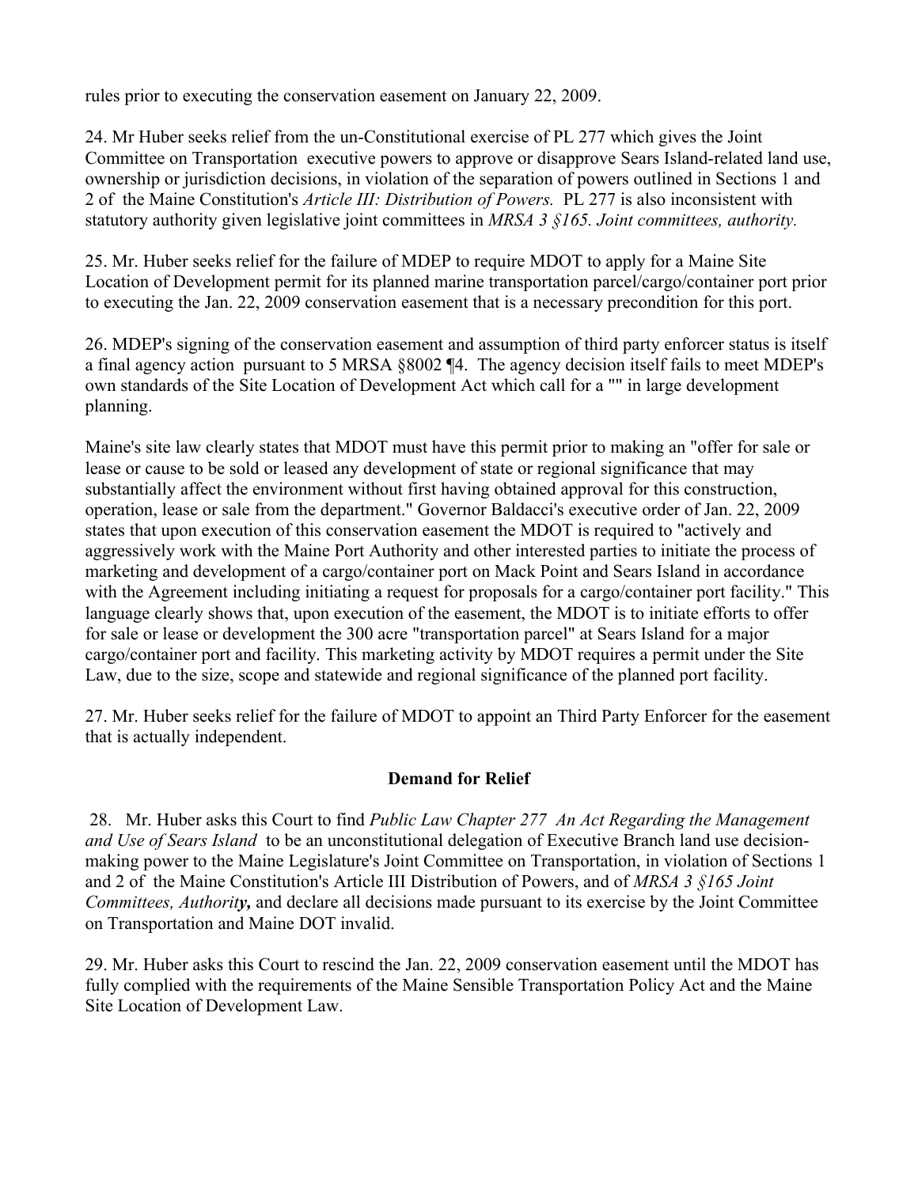rules prior to executing the conservation easement on January 22, 2009.

24. Mr Huber seeks relief from the un-Constitutional exercise of PL 277 which gives the Joint Committee on Transportation executive powers to approve or disapprove Sears Island-related land use, ownership or jurisdiction decisions, in violation of the separation of powers outlined in Sections 1 and 2 of the Maine Constitution's *Article III: Distribution of Powers.* PL 277 is also inconsistent with statutory authority given legislative joint committees in *MRSA 3 §165. Joint committees, authority.*

25. Mr. Huber seeks relief for the failure of MDEP to require MDOT to apply for a Maine Site Location of Development permit for its planned marine transportation parcel/cargo/container port prior to executing the Jan. 22, 2009 conservation easement that is a necessary precondition for this port.

26. MDEP's signing of the conservation easement and assumption of third party enforcer status is itself a final agency action pursuant to 5 MRSA §8002 ¶4. The agency decision itself fails to meet MDEP's own standards of the Site Location of Development Act which call for a "" in large development planning.

Maine's site law clearly states that MDOT must have this permit prior to making an "offer for sale or lease or cause to be sold or leased any development of state or regional significance that may substantially affect the environment without first having obtained approval for this construction, operation, lease or sale from the department." Governor Baldacci's executive order of Jan. 22, 2009 states that upon execution of this conservation easement the MDOT is required to "actively and aggressively work with the Maine Port Authority and other interested parties to initiate the process of marketing and development of a cargo/container port on Mack Point and Sears Island in accordance with the Agreement including initiating a request for proposals for a cargo/container port facility." This language clearly shows that, upon execution of the easement, the MDOT is to initiate efforts to offer for sale or lease or development the 300 acre "transportation parcel" at Sears Island for a major cargo/container port and facility. This marketing activity by MDOT requires a permit under the Site Law, due to the size, scope and statewide and regional significance of the planned port facility.

27. Mr. Huber seeks relief for the failure of MDOT to appoint an Third Party Enforcer for the easement that is actually independent.

## Demand for Relief

28. Mr. Huber asks this Court to find *Public Law Chapter 277 An Act Regarding the Management and Use of Sears Island* to be an unconstitutional delegation of Executive Branch land use decision-making power to the Maine Legislature's Joint Committee on Transportation, in violation of Sections 1 and 2 of the Maine Constitution's Article III Distribution of Powers, and of *MRSA 3 §165 Joint Committees, Authority,* and declare all decisions made pursuant to its exercise by the Joint Committee on Transportation and Maine DOT invalid.

29. Mr. Huber asks this Court to rescind the Jan. 22, 2009 conservation easement until the MDOT has fully complied with the requirements of the Maine Sensible Transportation Policy Act and the Maine Site Location of Development Law.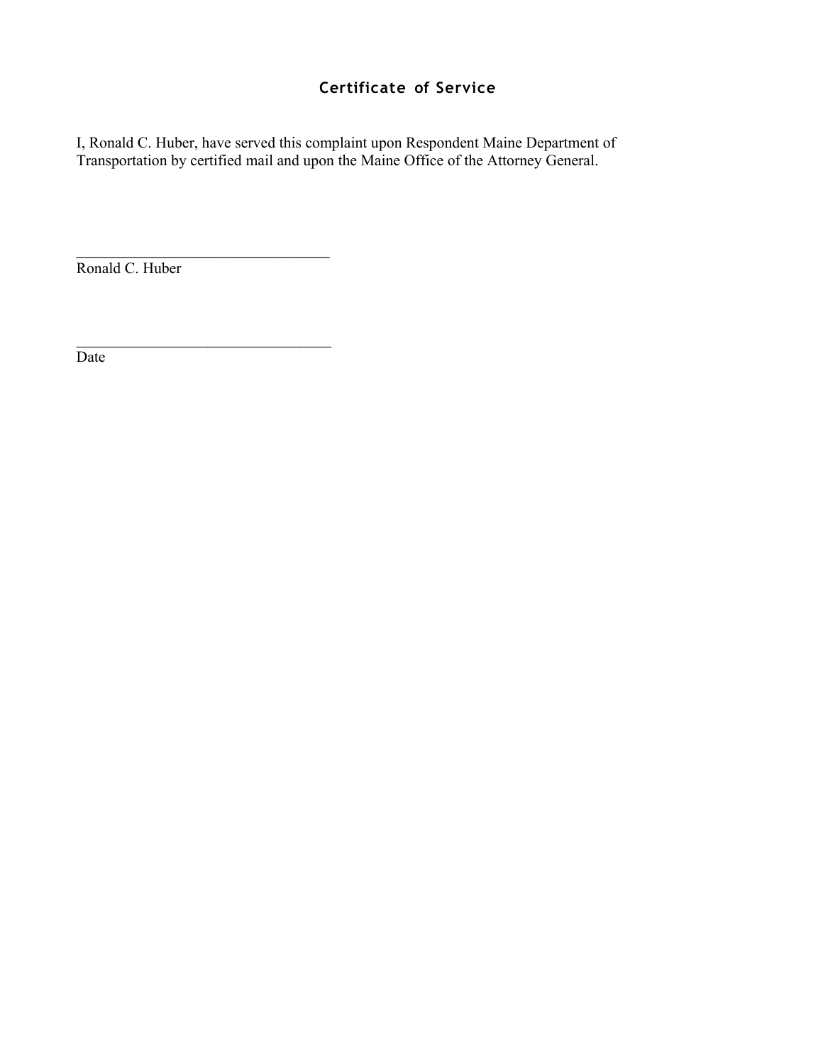## Certificate of Service

I, Ronald C. Huber, have served this complaint upon Respondent Maine Department of Transportation by certified mail and upon the Maine Office of the Attorney General.

_________________________________
Ronald C. Huber

_________________________________
Date